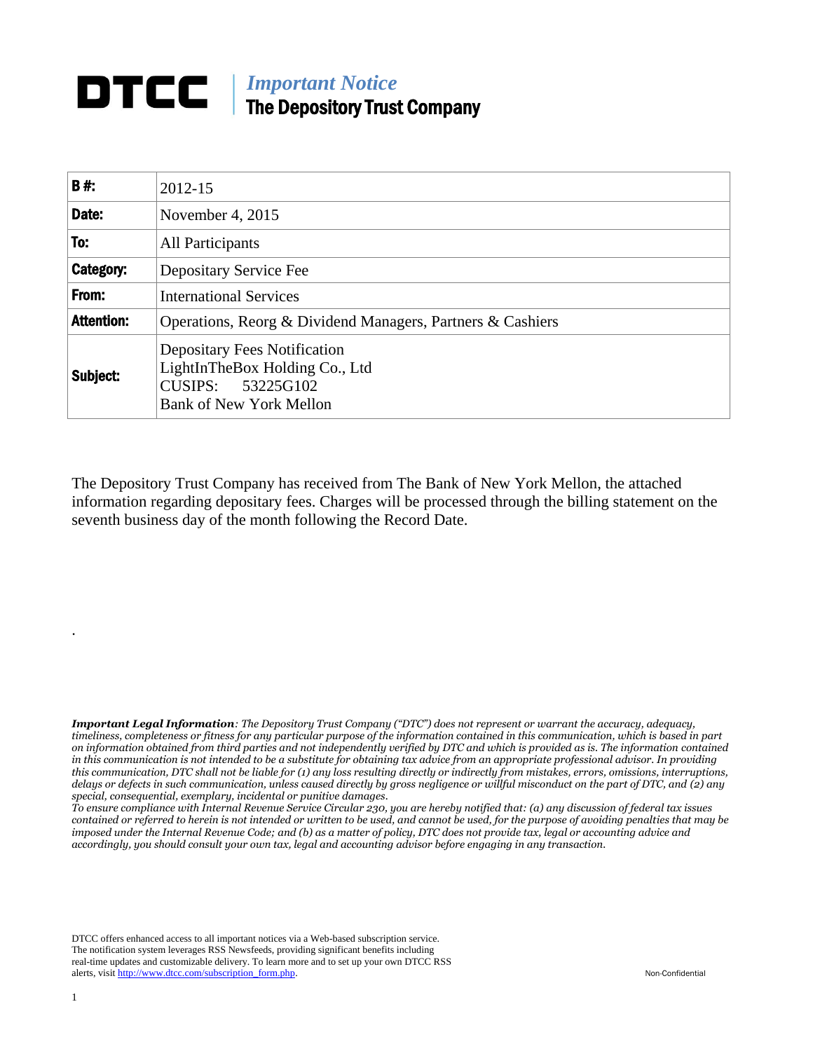# DTCC | *Important Notice*
## The Depository Trust Company

| **B #:** | 2012-15 |
|---|---|
| **Date:** | November 4, 2015 |
| **To:** | All Participants |
| **Category:** | Depositary Service Fee |
| **From:** | International Services |
| **Attention:** | Operations, Reorg & Dividend Managers, Partners & Cashiers |
| **Subject:** | Depositary Fees Notification<br>LightInTheBox Holding Co., Ltd<br>CUSIPS: 53225G102<br>Bank of New York Mellon |

The Depository Trust Company has received from The Bank of New York Mellon, the attached information regarding depositary fees. Charges will be processed through the billing statement on the seventh business day of the month following the Record Date.

.

***Important Legal Information****: The Depository Trust Company ("DTC") does not represent or warrant the accuracy, adequacy, timeliness, completeness or fitness for any particular purpose of the information contained in this communication, which is based in part on information obtained from third parties and not independently verified by DTC and which is provided as is. The information contained in this communication is not intended to be a substitute for obtaining tax advice from an appropriate professional advisor. In providing this communication, DTC shall not be liable for (1) any loss resulting directly or indirectly from mistakes, errors, omissions, interruptions, delays or defects in such communication, unless caused directly by gross negligence or willful misconduct on the part of DTC, and (2) any special, consequential, exemplary, incidental or punitive damages.*

*To ensure compliance with Internal Revenue Service Circular 230, you are hereby notified that: (a) any discussion of federal tax issues contained or referred to herein is not intended or written to be used, and cannot be used, for the purpose of avoiding penalties that may be imposed under the Internal Revenue Code; and (b) as a matter of policy, DTC does not provide tax, legal or accounting advice and accordingly, you should consult your own tax, legal and accounting advisor before engaging in any transaction.*

DTCC offers enhanced access to all important notices via a Web-based subscription service. The notification system leverages RSS Newsfeeds, providing significant benefits including real-time updates and customizable delivery. To learn more and to set up your own DTCC RSS alerts, visit http://www.dtcc.com/subscription_form.php.

Non-Confidential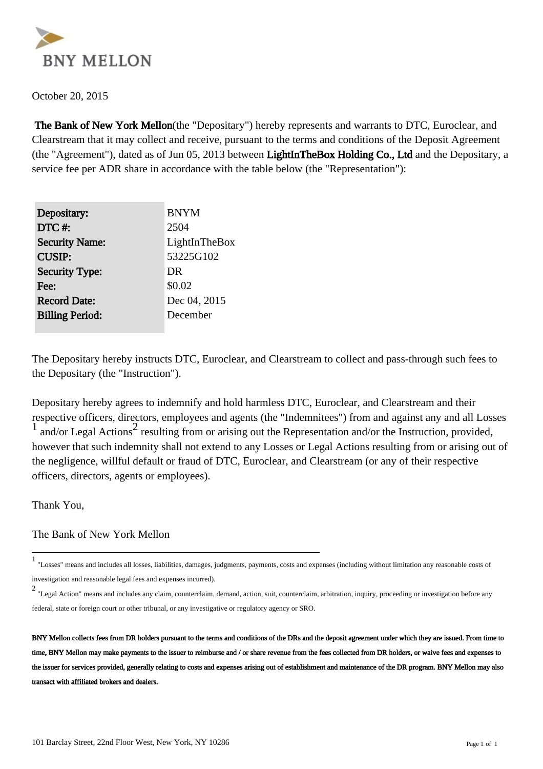October 20, 2015

**The Bank of New York Mellon**(the "Depositary") hereby represents and warrants to DTC, Euroclear, and Clearstream that it may collect and receive, pursuant to the terms and conditions of the Deposit Agreement (the "Agreement"), dated as of Jun 05, 2013 between **LightInTheBox Holding Co., Ltd** and the Depositary, a service fee per ADR share in accordance with the table below (the "Representation"):

| | |
|---|---|
| **Depositary:** | BNYM |
| **DTC #:** | 2504 |
| **Security Name:** | LightInTheBox |
| **CUSIP:** | 53225G102 |
| **Security Type:** | DR |
| **Fee:** | $0.02 |
| **Record Date:** | Dec 04, 2015 |
| **Billing Period:** | December |

The Depositary hereby instructs DTC, Euroclear, and Clearstream to collect and pass-through such fees to the Depositary (the "Instruction").

Depositary hereby agrees to indemnify and hold harmless DTC, Euroclear, and Clearstream and their respective officers, directors, employees and agents (the "Indemnitees") from and against any and all Losses [1] and/or Legal Actions[2] resulting from or arising out the Representation and/or the Instruction, provided, however that such indemnity shall not extend to any Losses or Legal Actions resulting from or arising out of the negligence, willful default or fraud of DTC, Euroclear, and Clearstream (or any of their respective officers, directors, agents or employees).

Thank You,

The Bank of New York Mellon

---

[1] "Losses" means and includes all losses, liabilities, damages, judgments, payments, costs and expenses (including without limitation any reasonable costs of investigation and reasonable legal fees and expenses incurred).

[2] "Legal Action" means and includes any claim, counterclaim, demand, action, suit, counterclaim, arbitration, inquiry, proceeding or investigation before any federal, state or foreign court or other tribunal, or any investigative or regulatory agency or SRO.

**BNY Mellon collects fees from DR holders pursuant to the terms and conditions of the DRs and the deposit agreement under which they are issued. From time to time, BNY Mellon may make payments to the issuer to reimburse and / or share revenue from the fees collected from DR holders, or waive fees and expenses to the issuer for services provided, generally relating to costs and expenses arising out of establishment and maintenance of the DR program. BNY Mellon may also transact with affiliated brokers and dealers.**

101 Barclay Street, 22nd Floor West, New York, NY 10286